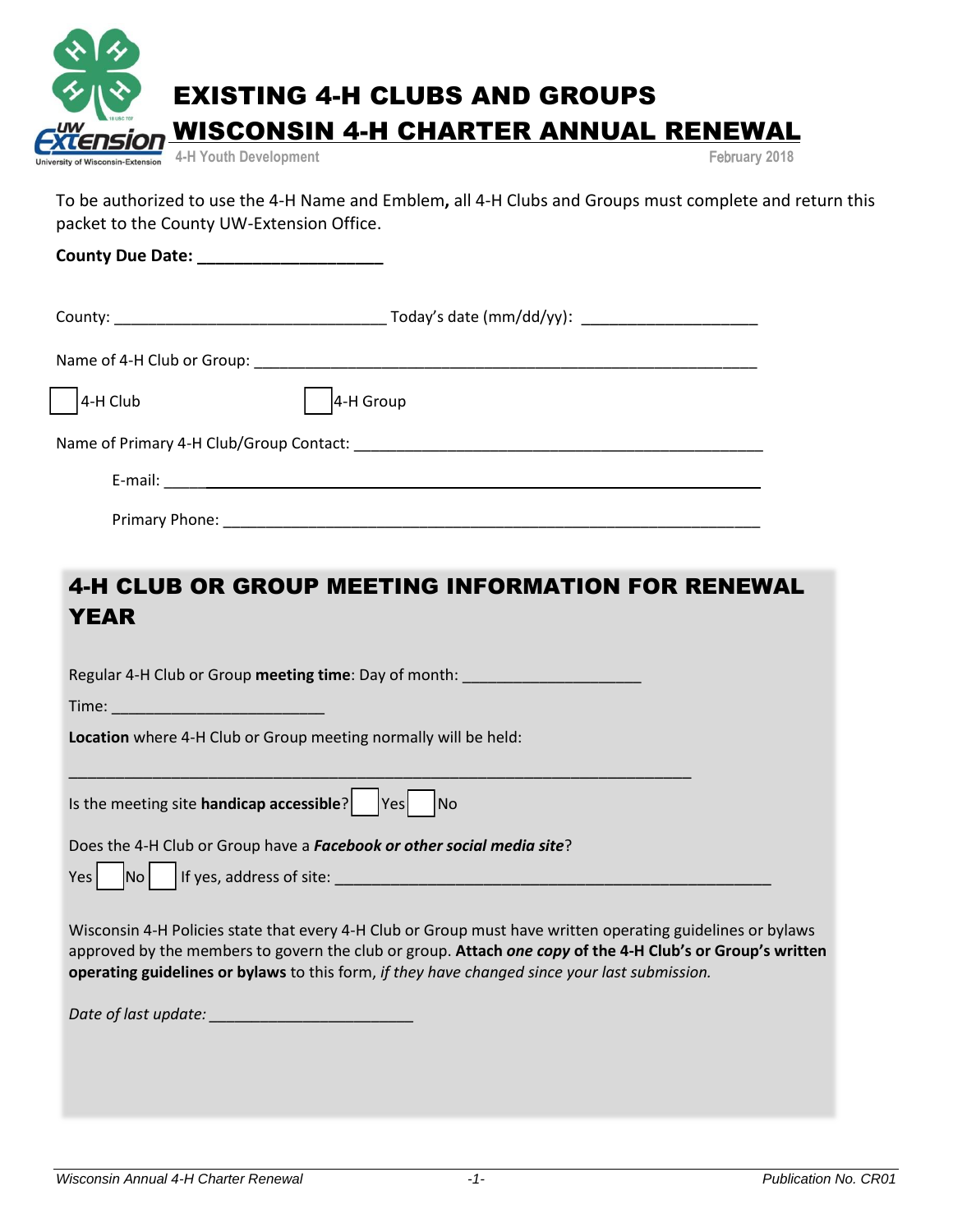# EXISTING 4-H CLUBS AND GROUPS

# WISCONSIN 4-H CHARTER ANNUAL RENEWAL

4-H Youth Development

February 2018

To be authorized to use the 4-H Name and Emblem**,** all 4-H Clubs and Groups must complete and return this packet to the County UW-Extension Office.

**County Due Date: ____________________**

County: ______________________________ Today's date (mm/dd/yy): ____________________

Name of 4-H Club or Group: ________________________________________________________

☐ 4-H Club ☐ 4-H Group

Name of Primary 4-H Club/Group Contact: ____________________________________________

E-mail: ____________________________________________________________

Primary Phone: ______________________________________________________

## 4-H CLUB OR GROUP MEETING INFORMATION FOR RENEWAL YEAR

Regular 4-H Club or Group **meeting time**: Day of month: ____________________

Time: ______________________

**Location** where 4-H Club or Group meeting normally will be held:

______________________________________________________________________

Is the meeting site **handicap accessible**? ☐ Yes ☐ No

Does the 4-H Club or Group have a ***Facebook or other social media site***?

Yes ☐ No ☐ If yes, address of site: ______________________________________________

Wisconsin 4-H Policies state that every 4-H Club or Group must have written operating guidelines or bylaws approved by the members to govern the club or group. **Attach *one copy* of the 4-H Club's or Group's written operating guidelines or bylaws** to this form, *if they have changed since your last submission.*

*Date of last update:* ______________________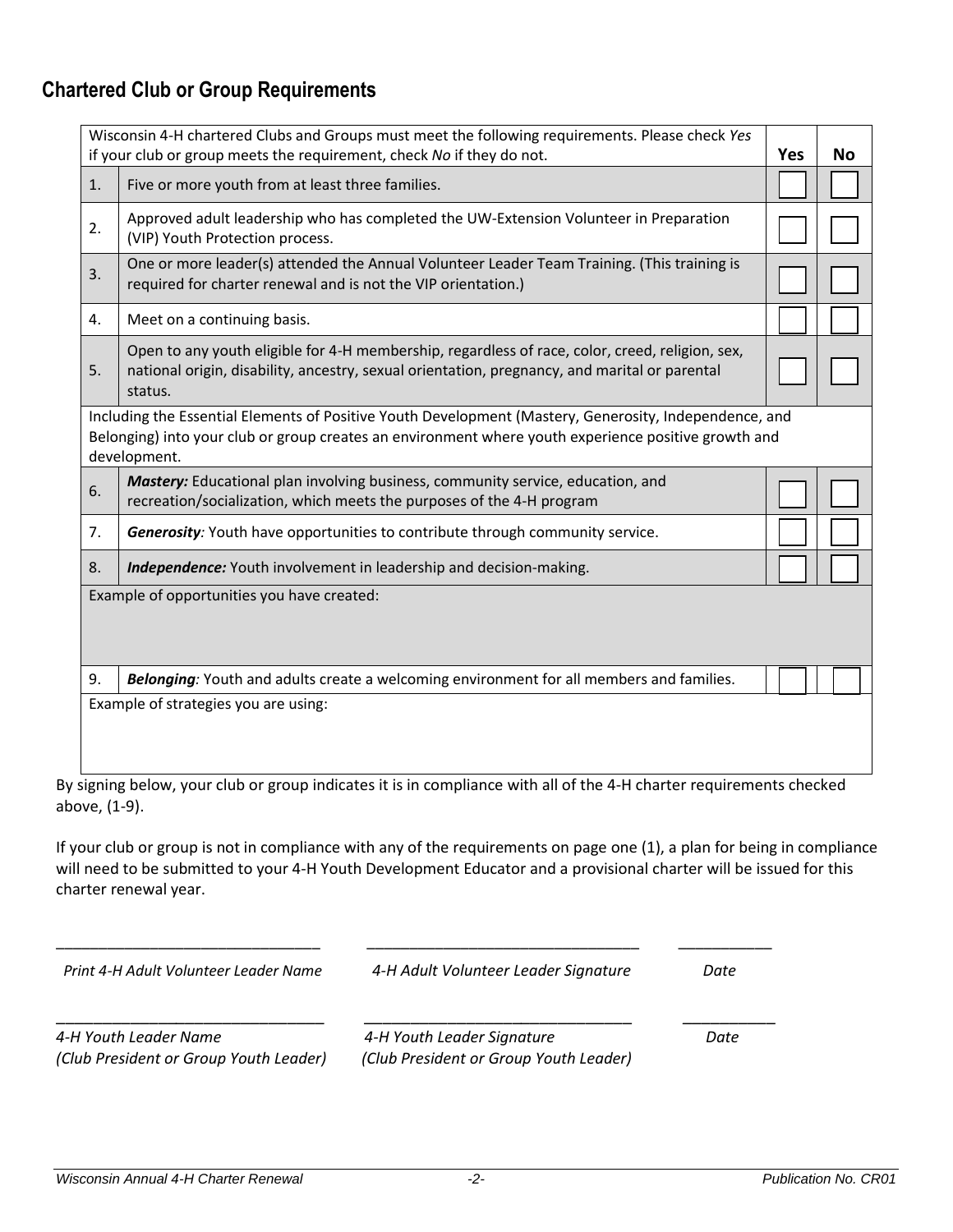## Chartered Club or Group Requirements

| Wisconsin 4-H chartered Clubs and Groups must meet the following requirements. Please check *Yes* if your club or group meets the requirement, check *No* if they do not. | | Yes | No |
|---|---|---|---|
| 1. | Five or more youth from at least three families. | ☐ | ☐ |
| 2. | Approved adult leadership who has completed the UW-Extension Volunteer in Preparation (VIP) Youth Protection process. | ☐ | ☐ |
| 3. | One or more leader(s) attended the Annual Volunteer Leader Team Training. (This training is required for charter renewal and is not the VIP orientation.) | ☐ | ☐ |
| 4. | Meet on a continuing basis. | ☐ | ☐ |
| 5. | Open to any youth eligible for 4-H membership, regardless of race, color, creed, religion, sex, national origin, disability, ancestry, sexual orientation, pregnancy, and marital or parental status. | ☐ | ☐ |
| Including the Essential Elements of Positive Youth Development (Mastery, Generosity, Independence, and Belonging) into your club or group creates an environment where youth experience positive growth and development. | | | |
| 6. | ***Mastery:*** Educational plan involving business, community service, education, and recreation/socialization, which meets the purposes of the 4-H program | ☐ | ☐ |
| 7. | ***Generosity**:* Youth have opportunities to contribute through community service. | ☐ | ☐ |
| 8. | ***Independence:*** Youth involvement in leadership and decision-making. | ☐ | ☐ |
| Example of opportunities you have created: | | | |
| 9. | ***Belonging**:* Youth and adults create a welcoming environment for all members and families. | ☐ | ☐ |
| Example of strategies you are using: | | | |

By signing below, your club or group indicates it is in compliance with all of the 4-H charter requirements checked above, (1-9).

If your club or group is not in compliance with any of the requirements on page one (1), a plan for being in compliance will need to be submitted to your 4-H Youth Development Educator and a provisional charter will be issued for this charter renewal year.

| ______________________________ | ______________________________ | __________ |
|---|---|---|
| *Print 4-H Adult Volunteer Leader Name* | *4-H Adult Volunteer Leader Signature* | *Date* |
| ______________________________ | ______________________________ | __________ |
| *4-H Youth Leader Name (Club President or Group Youth Leader)* | *4-H Youth Leader Signature (Club President or Group Youth Leader)* | *Date* |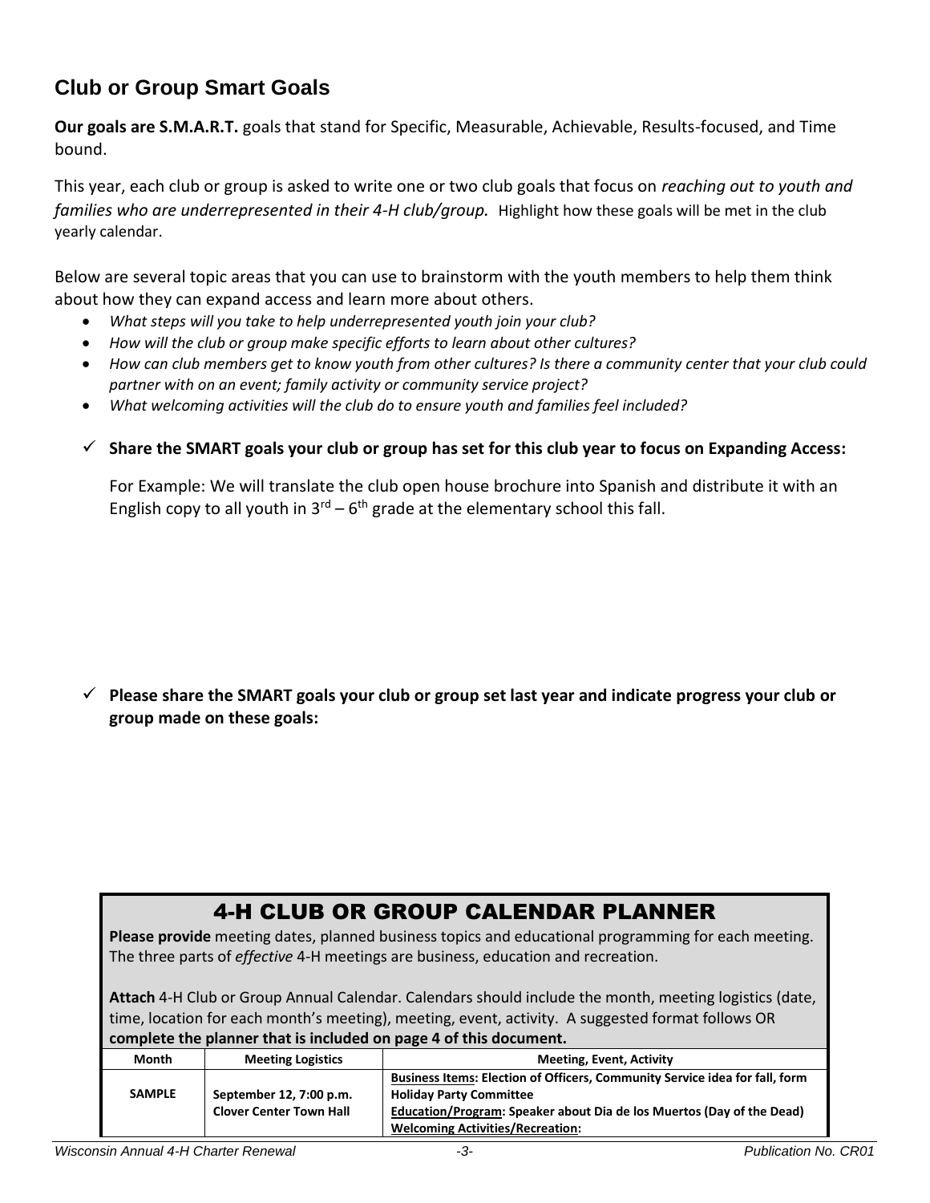## Club or Group Smart Goals

**Our goals are S.M.A.R.T.** goals that stand for Specific, Measurable, Achievable, Results-focused, and Time bound.

This year, each club or group is asked to write one or two club goals that focus on *reaching out to youth and families who are underrepresented in their 4-H club/group.* Highlight how these goals will be met in the club yearly calendar.

Below are several topic areas that you can use to brainstorm with the youth members to help them think about how they can expand access and learn more about others.

- *What steps will you take to help underrepresented youth join your club?*
- *How will the club or group make specific efforts to learn about other cultures?*
- *How can club members get to know youth from other cultures? Is there a community center that your club could partner with on an event; family activity or community service project?*
- *What welcoming activities will the club do to ensure youth and families feel included?*

✓ **Share the SMART goals your club or group has set for this club year to focus on Expanding Access:**

For Example: We will translate the club open house brochure into Spanish and distribute it with an English copy to all youth in 3rd – 6th grade at the elementary school this fall.

✓ **Please share the SMART goals your club or group set last year and indicate progress your club or group made on these goals:**

## 4-H CLUB OR GROUP CALENDAR PLANNER

**Please provide** meeting dates, planned business topics and educational programming for each meeting. The three parts of *effective* 4-H meetings are business, education and recreation.

**Attach** 4-H Club or Group Annual Calendar. Calendars should include the month, meeting logistics (date, time, location for each month's meeting), meeting, event, activity. A suggested format follows OR **complete the planner that is included on page 4 of this document.**

| Month | Meeting Logistics | Meeting, Event, Activity |
|---|---|---|
| **SAMPLE** | **September 12, 7:00 p.m.<br>Clover Center Town Hall** | **Business Items: Election of Officers, Community Service idea for fall, form Holiday Party Committee<br>Education/Program: Speaker about Dia de los Muertos (Day of the Dead)<br>Welcoming Activities/Recreation:** |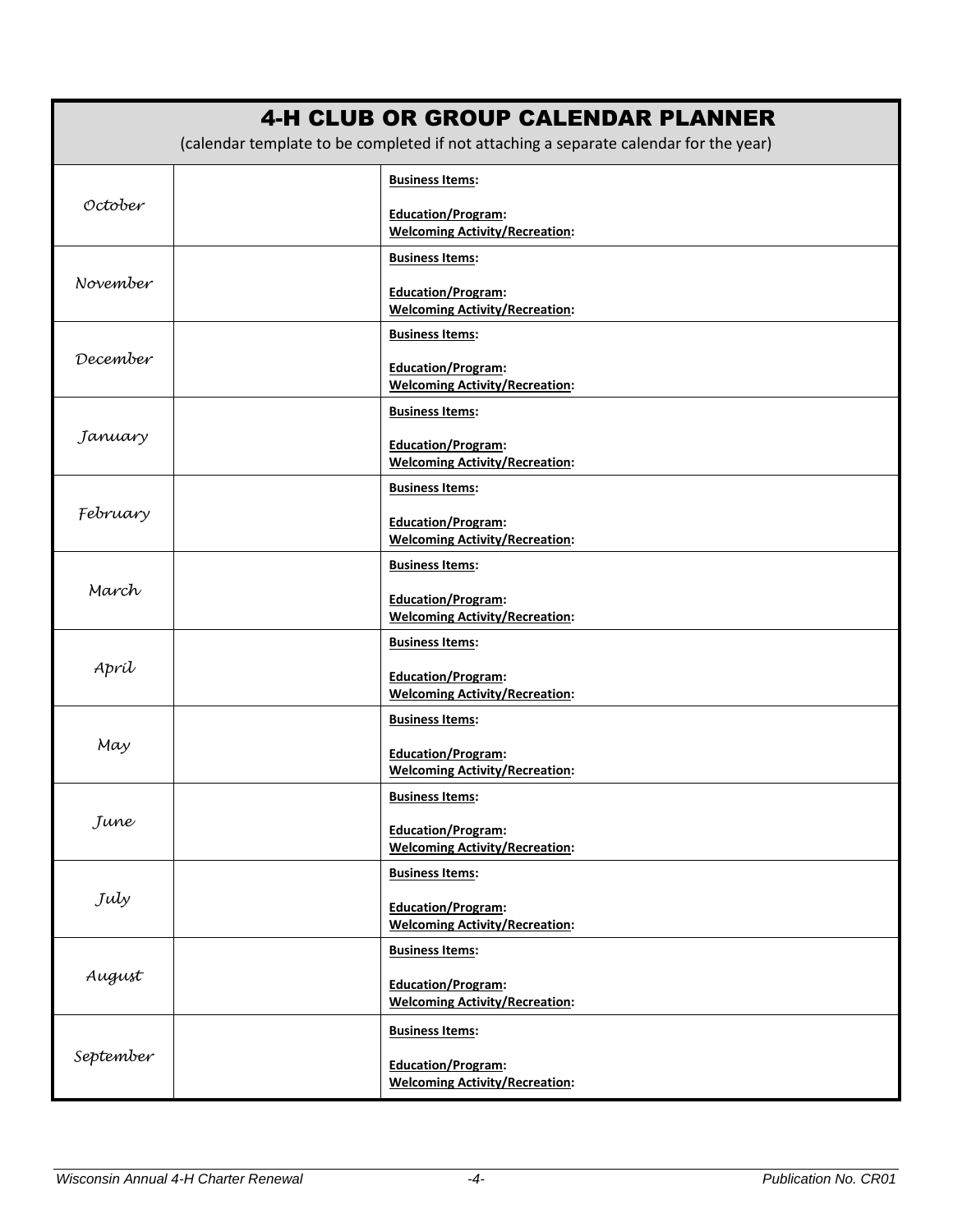# 4-H CLUB OR GROUP CALENDAR PLANNER

(calendar template to be completed if not attaching a separate calendar for the year)

| | | |
|---|---|---|
| *October* | | **Business Items:**<br><br>**Education/Program:**<br>**Welcoming Activity/Recreation:** |
| *November* | | **Business Items:**<br><br>**Education/Program:**<br>**Welcoming Activity/Recreation:** |
| *December* | | **Business Items:**<br><br>**Education/Program:**<br>**Welcoming Activity/Recreation:** |
| *January* | | **Business Items:**<br><br>**Education/Program:**<br>**Welcoming Activity/Recreation:** |
| *February* | | **Business Items:**<br><br>**Education/Program:**<br>**Welcoming Activity/Recreation:** |
| *March* | | **Business Items:**<br><br>**Education/Program:**<br>**Welcoming Activity/Recreation:** |
| *April* | | **Business Items:**<br><br>**Education/Program:**<br>**Welcoming Activity/Recreation:** |
| *May* | | **Business Items:**<br><br>**Education/Program:**<br>**Welcoming Activity/Recreation:** |
| *June* | | **Business Items:**<br><br>**Education/Program:**<br>**Welcoming Activity/Recreation:** |
| *July* | | **Business Items:**<br><br>**Education/Program:**<br>**Welcoming Activity/Recreation:** |
| *August* | | **Business Items:**<br><br>**Education/Program:**<br>**Welcoming Activity/Recreation:** |
| *September* | | **Business Items:**<br><br>**Education/Program:**<br>**Welcoming Activity/Recreation:** |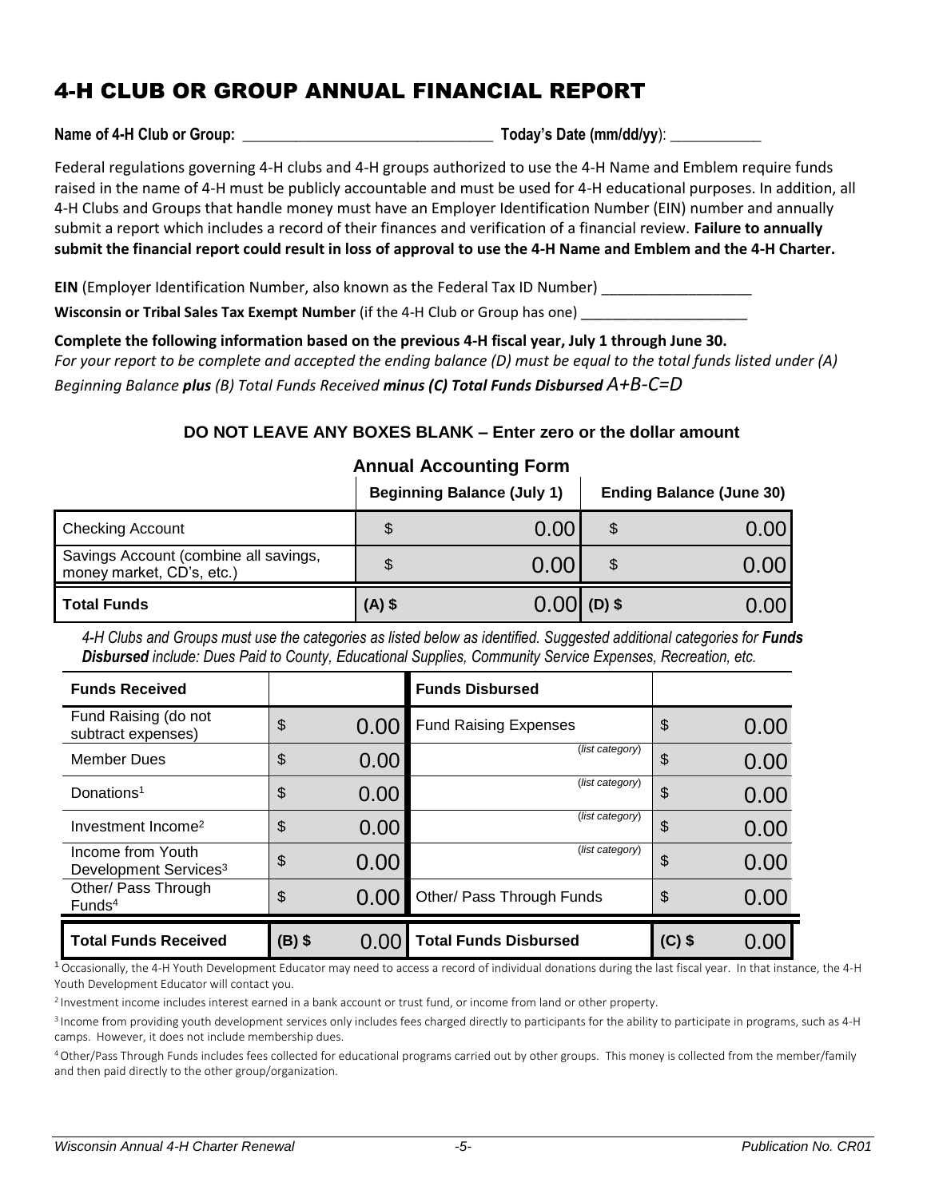# 4-H CLUB OR GROUP ANNUAL FINANCIAL REPORT

**Name of 4-H Club or Group:** _______________________________ **Today's Date (mm/dd/yy)**: ___________

Federal regulations governing 4-H clubs and 4-H groups authorized to use the 4-H Name and Emblem require funds raised in the name of 4-H must be publicly accountable and must be used for 4-H educational purposes. In addition, all 4-H Clubs and Groups that handle money must have an Employer Identification Number (EIN) number and annually submit a report which includes a record of their finances and verification of a financial review. **Failure to annually submit the financial report could result in loss of approval to use the 4-H Name and Emblem and the 4-H Charter.**

**EIN** (Employer Identification Number, also known as the Federal Tax ID Number) ___________________

**Wisconsin or Tribal Sales Tax Exempt Number** (if the 4-H Club or Group has one) _____________________

**Complete the following information based on the previous 4-H fiscal year, July 1 through June 30.**
*For your report to be complete and accepted the ending balance (D) must be equal to the total funds listed under (A) Beginning Balance **plus** (B) Total Funds Received **minus (C) Total Funds Disbursed** A+B-C=D*

**DO NOT LEAVE ANY BOXES BLANK – Enter zero or the dollar amount**

## Annual Accounting Form

| | Beginning Balance (July 1) | Ending Balance (June 30) |
|---|---|---|
| Checking Account | $ 0.00 | $ 0.00 |
| Savings Account (combine all savings, money market, CD's, etc.) | $ 0.00 | $ 0.00 |
| **Total Funds** | **(A) $** 0.00 | **(D) $** 0.00 |

*4-H Clubs and Groups must use the categories as listed below as identified. Suggested additional categories for **Funds Disbursed** include: Dues Paid to County, Educational Supplies, Community Service Expenses, Recreation, etc.*

| **Funds Received** | | **Funds Disbursed** | |
|---|---|---|---|
| Fund Raising (do not subtract expenses) | $ 0.00 | Fund Raising Expenses | $ 0.00 |
| Member Dues | $ 0.00 | (*list category*) | $ 0.00 |
| Donations[1] | $ 0.00 | (*list category*) | $ 0.00 |
| Investment Income[2] | $ 0.00 | (*list category*) | $ 0.00 |
| Income from Youth Development Services[3] | $ 0.00 | (*list category*) | $ 0.00 |
| Other/ Pass Through Funds[4] | $ 0.00 | Other/ Pass Through Funds | $ 0.00 |
| **Total Funds Received** | **(B) $** 0.00 | **Total Funds Disbursed** | **(C) $** 0.00 |

[1] Occasionally, the 4-H Youth Development Educator may need to access a record of individual donations during the last fiscal year. In that instance, the 4-H Youth Development Educator will contact you.

[2] Investment income includes interest earned in a bank account or trust fund, or income from land or other property.

[3] Income from providing youth development services only includes fees charged directly to participants for the ability to participate in programs, such as 4-H camps. However, it does not include membership dues.

[4] Other/Pass Through Funds includes fees collected for educational programs carried out by other groups. This money is collected from the member/family and then paid directly to the other group/organization.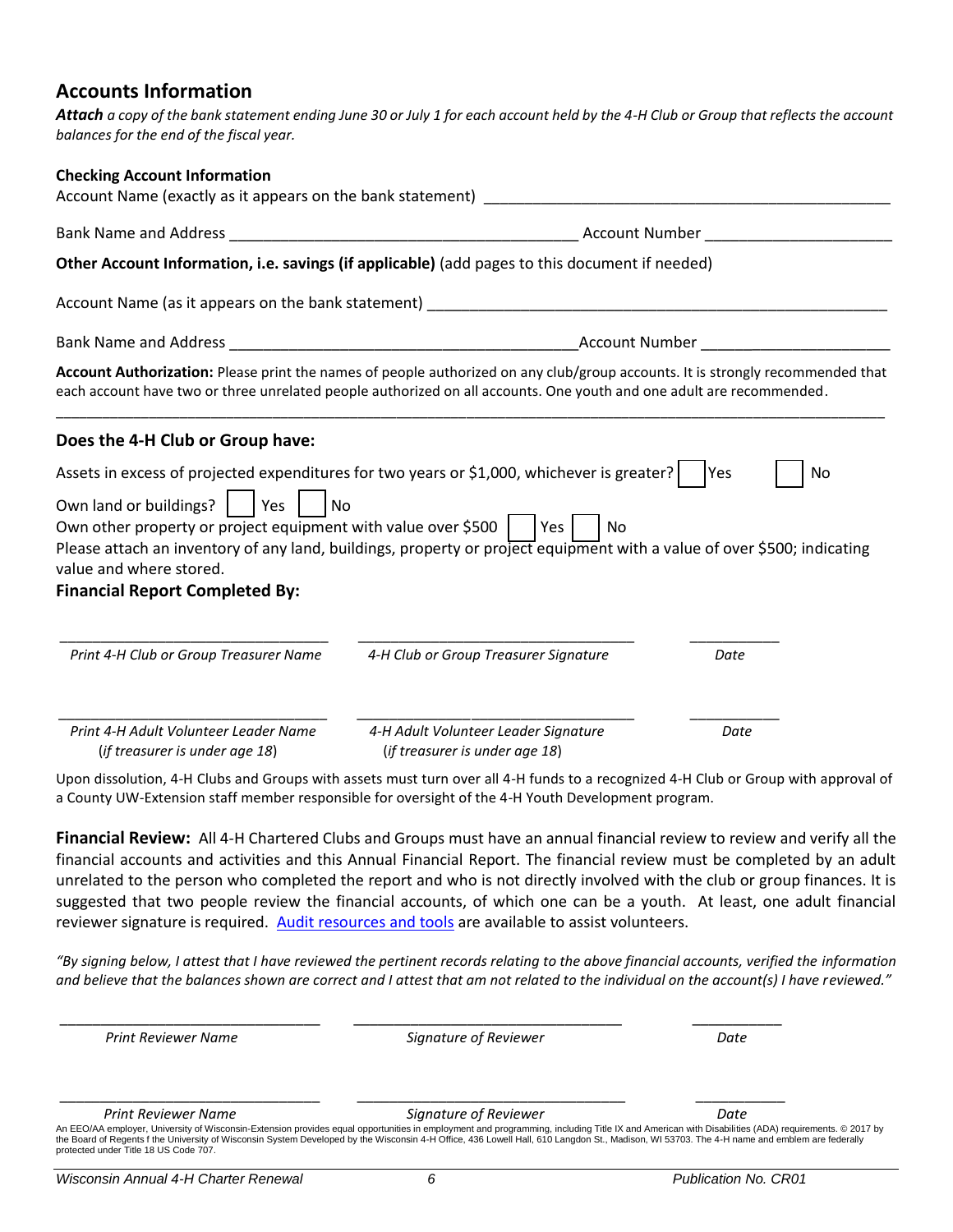## Accounts Information

***Attach** a copy of the bank statement ending June 30 or July 1 for each account held by the 4-H Club or Group that reflects the account balances for the end of the fiscal year.*

**Checking Account Information**

Account Name (exactly as it appears on the bank statement) ____________________________________________

Bank Name and Address ______________________________________ Account Number ____________________

**Other Account Information, i.e. savings (if applicable)** (add pages to this document if needed)

Account Name (as it appears on the bank statement) ________________________________________________

Bank Name and Address ______________________________________ Account Number ____________________

**Account Authorization:** Please print the names of people authorized on any club/group accounts. It is strongly recommended that each account have two or three unrelated people authorized on all accounts. One youth and one adult are recommended.

______________________________________________________________________________________________

### Does the 4-H Club or Group have:

Assets in excess of projected expenditures for two years or $1,000, whichever is greater? ☐ Yes ☐ No

Own land or buildings? ☐ Yes ☐ No

Own other property or project equipment with value over $500 ☐ Yes ☐ No

Please attach an inventory of any land, buildings, property or project equipment with a value of over $500; indicating value and where stored.

**Financial Report Completed By:**

| | | |
|---|---|---|
| ______________________________ | ______________________________ | __________ |
| *Print 4-H Club or Group Treasurer Name* | *4-H Club or Group Treasurer Signature* | *Date* |
| ______________________________ | ______________________________ | __________ |
| *Print 4-H Adult Volunteer Leader Name* (*if treasurer is under age 18*) | *4-H Adult Volunteer Leader Signature* (*if treasurer is under age 18*) | *Date* |

Upon dissolution, 4-H Clubs and Groups with assets must turn over all 4-H funds to a recognized 4-H Club or Group with approval of a County UW-Extension staff member responsible for oversight of the 4-H Youth Development program.

**Financial Review:** All 4-H Chartered Clubs and Groups must have an annual financial review to review and verify all the financial accounts and activities and this Annual Financial Report. The financial review must be completed by an adult unrelated to the person who completed the report and who is not directly involved with the club or group finances. It is suggested that two people review the financial accounts, of which one can be a youth. At least, one adult financial reviewer signature is required. Audit resources and tools are available to assist volunteers.

*"By signing below, I attest that I have reviewed the pertinent records relating to the above financial accounts, verified the information and believe that the balances shown are correct and I attest that am not related to the individual on the account(s) I have reviewed."*

| | | |
|---|---|---|
| ______________________________ | ______________________________ | __________ |
| *Print Reviewer Name* | *Signature of Reviewer* | *Date* |
| ______________________________ | ______________________________ | __________ |
| *Print Reviewer Name* | *Signature of Reviewer* | *Date* |

An EEO/AA employer, University of Wisconsin-Extension provides equal opportunities in employment and programming, including Title IX and American with Disabilities (ADA) requirements. © 2017 by the Board of Regents f the University of Wisconsin System Developed by the Wisconsin 4-H Office, 436 Lowell Hall, 610 Langdon St., Madison, WI 53703. The 4-H name and emblem are federally protected under Title 18 US Code 707.